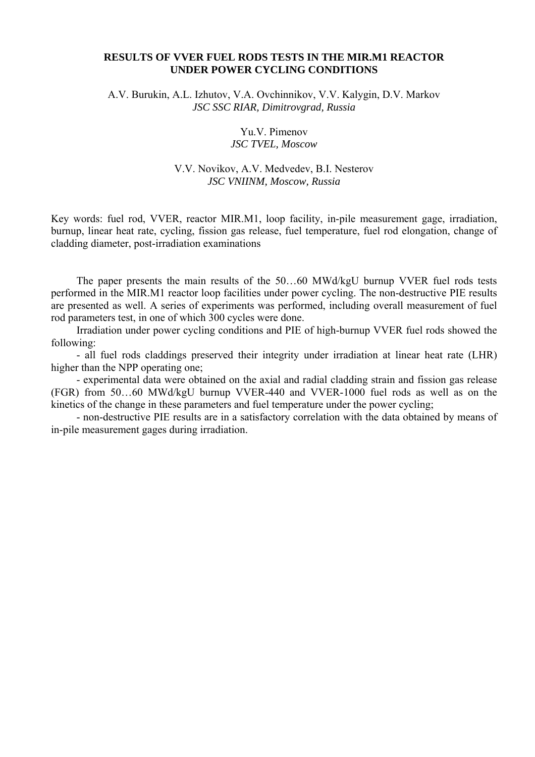# RESULTS OF VVER FUEL RODS TESTS IN THE MIR.M1 REACTOR UNDER POWER CYCLING CONDITIONS

A.V. Burukin, A.L. Izhutov, V.A. Ovchinnikov, V.V. Kalygin, D.V. Markov
*JSC SSC RIAR, Dimitrovgrad, Russia*

Yu.V. Pimenov
*JSC TVEL, Moscow*

V.V. Novikov, A.V. Medvedev, B.I. Nesterov
*JSC VNIINM, Moscow, Russia*

Key words: fuel rod, VVER, reactor MIR.M1, loop facility, in-pile measurement gage, irradiation, burnup, linear heat rate, cycling, fission gas release, fuel temperature, fuel rod elongation, change of cladding diameter, post-irradiation examinations

The paper presents the main results of the 50…60 MWd/kgU burnup VVER fuel rods tests performed in the MIR.M1 reactor loop facilities under power cycling. The non-destructive PIE results are presented as well. A series of experiments was performed, including overall measurement of fuel rod parameters test, in one of which 300 cycles were done.

Irradiation under power cycling conditions and PIE of high-burnup VVER fuel rods showed the following:

- all fuel rods claddings preserved their integrity under irradiation at linear heat rate (LHR) higher than the NPP operating one;
- experimental data were obtained on the axial and radial cladding strain and fission gas release (FGR) from 50…60 MWd/kgU burnup VVER-440 and VVER-1000 fuel rods as well as on the kinetics of the change in these parameters and fuel temperature under the power cycling;
- non-destructive PIE results are in a satisfactory correlation with the data obtained by means of in-pile measurement gages during irradiation.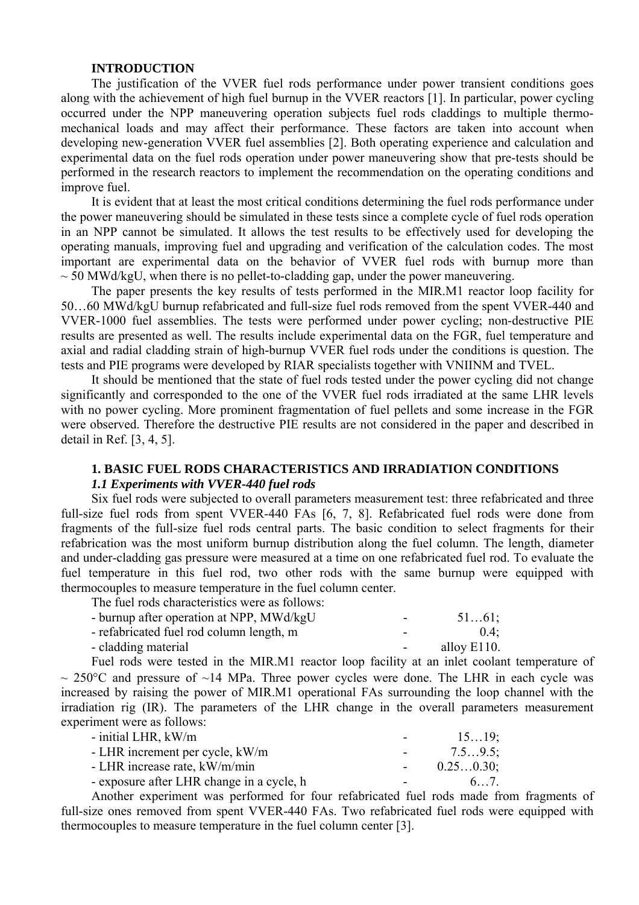## INTRODUCTION

The justification of the VVER fuel rods performance under power transient conditions goes along with the achievement of high fuel burnup in the VVER reactors [1]. In particular, power cycling occurred under the NPP maneuvering operation subjects fuel rods claddings to multiple thermo-mechanical loads and may affect their performance. These factors are taken into account when developing new-generation VVER fuel assemblies [2]. Both operating experience and calculation and experimental data on the fuel rods operation under power maneuvering show that pre-tests should be performed in the research reactors to implement the recommendation on the operating conditions and improve fuel.

It is evident that at least the most critical conditions determining the fuel rods performance under the power maneuvering should be simulated in these tests since a complete cycle of fuel rods operation in an NPP cannot be simulated. It allows the test results to be effectively used for developing the operating manuals, improving fuel and upgrading and verification of the calculation codes. The most important are experimental data on the behavior of VVER fuel rods with burnup more than ~ 50 MWd/kgU, when there is no pellet-to-cladding gap, under the power maneuvering.

The paper presents the key results of tests performed in the MIR.M1 reactor loop facility for 50…60 MWd/kgU burnup refabricated and full-size fuel rods removed from the spent VVER-440 and VVER-1000 fuel assemblies. The tests were performed under power cycling; non-destructive PIE results are presented as well. The results include experimental data on the FGR, fuel temperature and axial and radial cladding strain of high-burnup VVER fuel rods under the conditions is question. The tests and PIE programs were developed by RIAR specialists together with VNIINM and TVEL.

It should be mentioned that the state of fuel rods tested under the power cycling did not change significantly and corresponded to the one of the VVER fuel rods irradiated at the same LHR levels with no power cycling. More prominent fragmentation of fuel pellets and some increase in the FGR were observed. Therefore the destructive PIE results are not considered in the paper and described in detail in Ref. [3, 4, 5].

## 1. BASIC FUEL RODS CHARACTERISTICS AND IRRADIATION CONDITIONS

### *1.1 Experiments with VVER-440 fuel rods*

Six fuel rods were subjected to overall parameters measurement test: three refabricated and three full-size fuel rods from spent VVER-440 FAs [6, 7, 8]. Refabricated fuel rods were done from fragments of the full-size fuel rods central parts. The basic condition to select fragments for their refabrication was the most uniform burnup distribution along the fuel column. The length, diameter and under-cladding gas pressure were measured at a time on one refabricated fuel rod. To evaluate the fuel temperature in this fuel rod, two other rods with the same burnup were equipped with thermocouples to measure temperature in the fuel column center.

The fuel rods characteristics were as follows:

- burnup after operation at NPP, MWd/kgU - 51…61;
- refabricated fuel rod column length, m - 0.4;
- cladding material - alloy E110.

Fuel rods were tested in the MIR.M1 reactor loop facility at an inlet coolant temperature of ~ 250°C and pressure of ~14 MPa. Three power cycles were done. The LHR in each cycle was increased by raising the power of MIR.M1 operational FAs surrounding the loop channel with the irradiation rig (IR). The parameters of the LHR change in the overall parameters measurement experiment were as follows:

- initial LHR, kW/m - 15…19;
- LHR increment per cycle, kW/m - 7.5…9.5;
- LHR increase rate, kW/m/min - 0.25…0.30;
- exposure after LHR change in a cycle, h - 6…7.

Another experiment was performed for four refabricated fuel rods made from fragments of full-size ones removed from spent VVER-440 FAs. Two refabricated fuel rods were equipped with thermocouples to measure temperature in the fuel column center [3].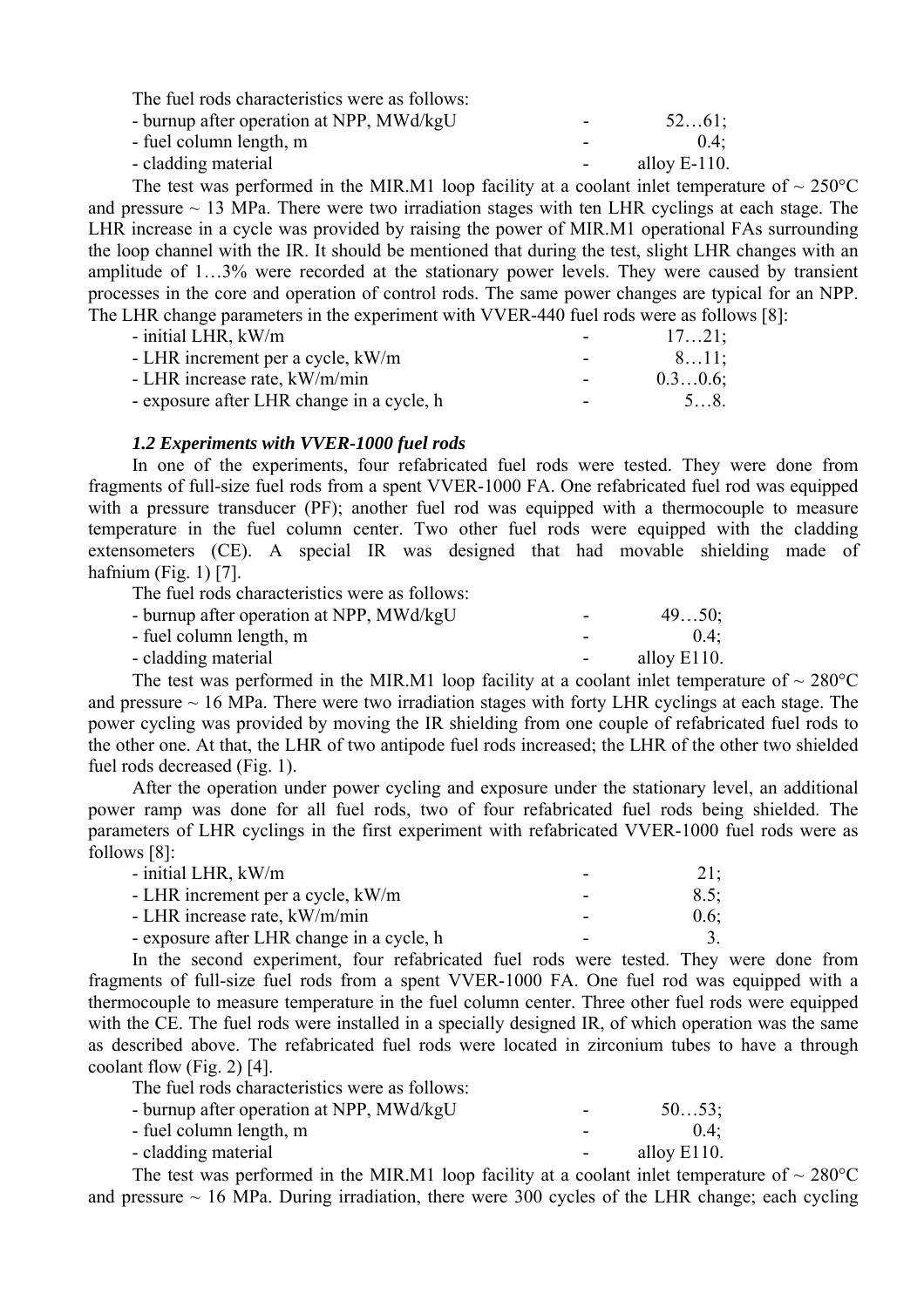The fuel rods characteristics were as follows:

- burnup after operation at NPP, MWd/kgU - 52…61;
- fuel column length, m - 0.4;
- cladding material - alloy E-110.

The test was performed in the MIR.M1 loop facility at a coolant inlet temperature of ~ 250°C and pressure ~ 13 MPa. There were two irradiation stages with ten LHR cyclings at each stage. The LHR increase in a cycle was provided by raising the power of MIR.M1 operational FAs surrounding the loop channel with the IR. It should be mentioned that during the test, slight LHR changes with an amplitude of 1…3% were recorded at the stationary power levels. They were caused by transient processes in the core and operation of control rods. The same power changes are typical for an NPP. The LHR change parameters in the experiment with VVER-440 fuel rods were as follows [8]:

- initial LHR, kW/m - 17…21;
- LHR increment per a cycle, kW/m - 8…11;
- LHR increase rate, kW/m/min - 0.3…0.6;
- exposure after LHR change in a cycle, h - 5…8.

### *1.2 Experiments with VVER-1000 fuel rods*

In one of the experiments, four refabricated fuel rods were tested. They were done from fragments of full-size fuel rods from a spent VVER-1000 FA. One refabricated fuel rod was equipped with a pressure transducer (PF); another fuel rod was equipped with a thermocouple to measure temperature in the fuel column center. Two other fuel rods were equipped with the cladding extensometers (CE). A special IR was designed that had movable shielding made of hafnium (Fig. 1) [7].

The fuel rods characteristics were as follows:

- burnup after operation at NPP, MWd/kgU - 49…50;
- fuel column length, m - 0.4;
- cladding material - alloy E110.

The test was performed in the MIR.M1 loop facility at a coolant inlet temperature of ~ 280°C and pressure ~ 16 MPa. There were two irradiation stages with forty LHR cyclings at each stage. The power cycling was provided by moving the IR shielding from one couple of refabricated fuel rods to the other one. At that, the LHR of two antipode fuel rods increased; the LHR of the other two shielded fuel rods decreased (Fig. 1).

After the operation under power cycling and exposure under the stationary level, an additional power ramp was done for all fuel rods, two of four refabricated fuel rods being shielded. The parameters of LHR cyclings in the first experiment with refabricated VVER-1000 fuel rods were as follows [8]:

- initial LHR, kW/m - 21;
- LHR increment per a cycle, kW/m - 8.5;
- LHR increase rate, kW/m/min - 0.6;
- exposure after LHR change in a cycle, h - 3.

In the second experiment, four refabricated fuel rods were tested. They were done from fragments of full-size fuel rods from a spent VVER-1000 FA. One fuel rod was equipped with a thermocouple to measure temperature in the fuel column center. Three other fuel rods were equipped with the CE. The fuel rods were installed in a specially designed IR, of which operation was the same as described above. The refabricated fuel rods were located in zirconium tubes to have a through coolant flow (Fig. 2) [4].

The fuel rods characteristics were as follows:

- burnup after operation at NPP, MWd/kgU - 50…53;
- fuel column length, m - 0.4;
- cladding material - alloy E110.

The test was performed in the MIR.M1 loop facility at a coolant inlet temperature of ~ 280°C and pressure ~ 16 MPa. During irradiation, there were 300 cycles of the LHR change; each cycling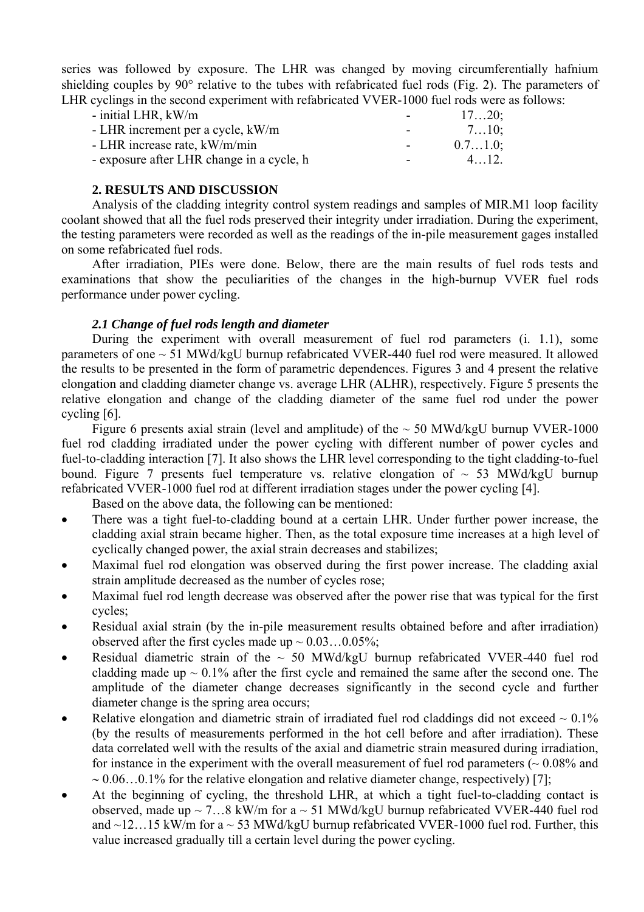series was followed by exposure. The LHR was changed by moving circumferentially hafnium shielding couples by 90° relative to the tubes with refabricated fuel rods (Fig. 2). The parameters of LHR cyclings in the second experiment with refabricated VVER-1000 fuel rods were as follows:

- initial LHR, kW/m - 17…20;
- LHR increment per a cycle, kW/m - 7…10;
- LHR increase rate, kW/m/min - 0.7…1.0;
- exposure after LHR change in a cycle, h - 4…12.

## 2. RESULTS AND DISCUSSION

Analysis of the cladding integrity control system readings and samples of MIR.M1 loop facility coolant showed that all the fuel rods preserved their integrity under irradiation. During the experiment, the testing parameters were recorded as well as the readings of the in-pile measurement gages installed on some refabricated fuel rods.

After irradiation, PIEs were done. Below, there are the main results of fuel rods tests and examinations that show the peculiarities of the changes in the high-burnup VVER fuel rods performance under power cycling.

### *2.1 Change of fuel rods length and diameter*

During the experiment with overall measurement of fuel rod parameters (i. 1.1), some parameters of one ~ 51 MWd/kgU burnup refabricated VVER-440 fuel rod were measured. It allowed the results to be presented in the form of parametric dependences. Figures 3 and 4 present the relative elongation and cladding diameter change vs. average LHR (ALHR), respectively. Figure 5 presents the relative elongation and change of the cladding diameter of the same fuel rod under the power cycling [6].

Figure 6 presents axial strain (level and amplitude) of the ~ 50 MWd/kgU burnup VVER-1000 fuel rod cladding irradiated under the power cycling with different number of power cycles and fuel-to-cladding interaction [7]. It also shows the LHR level corresponding to the tight cladding-to-fuel bound. Figure 7 presents fuel temperature vs. relative elongation of ~ 53 MWd/kgU burnup refabricated VVER-1000 fuel rod at different irradiation stages under the power cycling [4].

Based on the above data, the following can be mentioned:

- There was a tight fuel-to-cladding bound at a certain LHR. Under further power increase, the cladding axial strain became higher. Then, as the total exposure time increases at a high level of cyclically changed power, the axial strain decreases and stabilizes;
- Maximal fuel rod elongation was observed during the first power increase. The cladding axial strain amplitude decreased as the number of cycles rose;
- Maximal fuel rod length decrease was observed after the power rise that was typical for the first cycles;
- Residual axial strain (by the in-pile measurement results obtained before and after irradiation) observed after the first cycles made up ~ 0.03…0.05%;
- Residual diametric strain of the ~ 50 MWd/kgU burnup refabricated VVER-440 fuel rod cladding made up ~ 0.1% after the first cycle and remained the same after the second one. The amplitude of the diameter change decreases significantly in the second cycle and further diameter change is the spring area occurs;
- Relative elongation and diametric strain of irradiated fuel rod claddings did not exceed ~ 0.1% (by the results of measurements performed in the hot cell before and after irradiation). These data correlated well with the results of the axial and diametric strain measured during irradiation, for instance in the experiment with the overall measurement of fuel rod parameters (~ 0.08% and ~ 0.06…0.1% for the relative elongation and relative diameter change, respectively) [7];
- At the beginning of cycling, the threshold LHR, at which a tight fuel-to-cladding contact is observed, made up ~ 7…8 kW/m for a ~ 51 MWd/kgU burnup refabricated VVER-440 fuel rod and ~12…15 kW/m for a ~ 53 MWd/kgU burnup refabricated VVER-1000 fuel rod. Further, this value increased gradually till a certain level during the power cycling.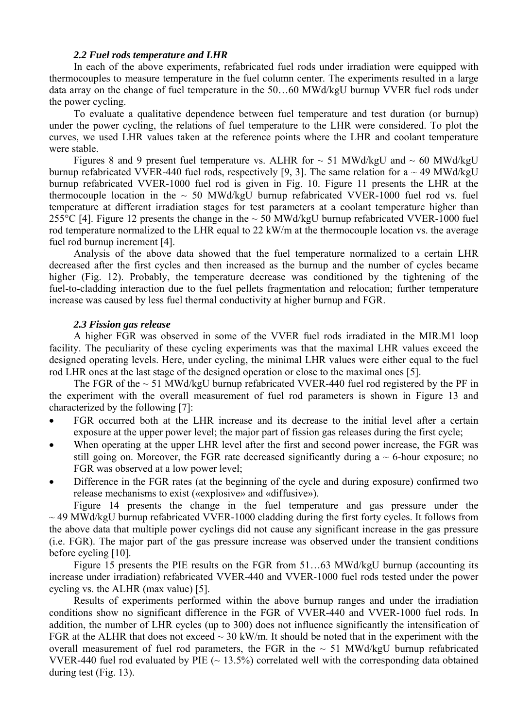### *2.2 Fuel rods temperature and LHR*

In each of the above experiments, refabricated fuel rods under irradiation were equipped with thermocouples to measure temperature in the fuel column center. The experiments resulted in a large data array on the change of fuel temperature in the 50…60 MWd/kgU burnup VVER fuel rods under the power cycling.

To evaluate a qualitative dependence between fuel temperature and test duration (or burnup) under the power cycling, the relations of fuel temperature to the LHR were considered. To plot the curves, we used LHR values taken at the reference points where the LHR and coolant temperature were stable.

Figures 8 and 9 present fuel temperature vs. ALHR for ~ 51 MWd/kgU and ~ 60 MWd/kgU burnup refabricated VVER-440 fuel rods, respectively [9, 3]. The same relation for a ~ 49 MWd/kgU burnup refabricated VVER-1000 fuel rod is given in Fig. 10. Figure 11 presents the LHR at the thermocouple location in the ~ 50 MWd/kgU burnup refabricated VVER-1000 fuel rod vs. fuel temperature at different irradiation stages for test parameters at a coolant temperature higher than 255°C [4]. Figure 12 presents the change in the ~ 50 MWd/kgU burnup refabricated VVER-1000 fuel rod temperature normalized to the LHR equal to 22 kW/m at the thermocouple location vs. the average fuel rod burnup increment [4].

Analysis of the above data showed that the fuel temperature normalized to a certain LHR decreased after the first cycles and then increased as the burnup and the number of cycles became higher (Fig. 12). Probably, the temperature decrease was conditioned by the tightening of the fuel-to-cladding interaction due to the fuel pellets fragmentation and relocation; further temperature increase was caused by less fuel thermal conductivity at higher burnup and FGR.

### *2.3 Fission gas release*

A higher FGR was observed in some of the VVER fuel rods irradiated in the MIR.M1 loop facility. The peculiarity of these cycling experiments was that the maximal LHR values exceed the designed operating levels. Here, under cycling, the minimal LHR values were either equal to the fuel rod LHR ones at the last stage of the designed operation or close to the maximal ones [5].

The FGR of the ~ 51 MWd/kgU burnup refabricated VVER-440 fuel rod registered by the PF in the experiment with the overall measurement of fuel rod parameters is shown in Figure 13 and characterized by the following [7]:

- FGR occurred both at the LHR increase and its decrease to the initial level after a certain exposure at the upper power level; the major part of fission gas releases during the first cycle;
- When operating at the upper LHR level after the first and second power increase, the FGR was still going on. Moreover, the FGR rate decreased significantly during a ~ 6-hour exposure; no FGR was observed at a low power level;
- Difference in the FGR rates (at the beginning of the cycle and during exposure) confirmed two release mechanisms to exist («explosive» and «diffusive»).

Figure 14 presents the change in the fuel temperature and gas pressure under the ~ 49 MWd/kgU burnup refabricated VVER-1000 cladding during the first forty cycles. It follows from the above data that multiple power cyclings did not cause any significant increase in the gas pressure (i.e. FGR). The major part of the gas pressure increase was observed under the transient conditions before cycling [10].

Figure 15 presents the PIE results on the FGR from 51…63 MWd/kgU burnup (accounting its increase under irradiation) refabricated VVER-440 and VVER-1000 fuel rods tested under the power cycling vs. the ALHR (max value) [5].

Results of experiments performed within the above burnup ranges and under the irradiation conditions show no significant difference in the FGR of VVER-440 and VVER-1000 fuel rods. In addition, the number of LHR cycles (up to 300) does not influence significantly the intensification of FGR at the ALHR that does not exceed ~ 30 kW/m. It should be noted that in the experiment with the overall measurement of fuel rod parameters, the FGR in the ~ 51 MWd/kgU burnup refabricated VVER-440 fuel rod evaluated by PIE (~ 13.5%) correlated well with the corresponding data obtained during test (Fig. 13).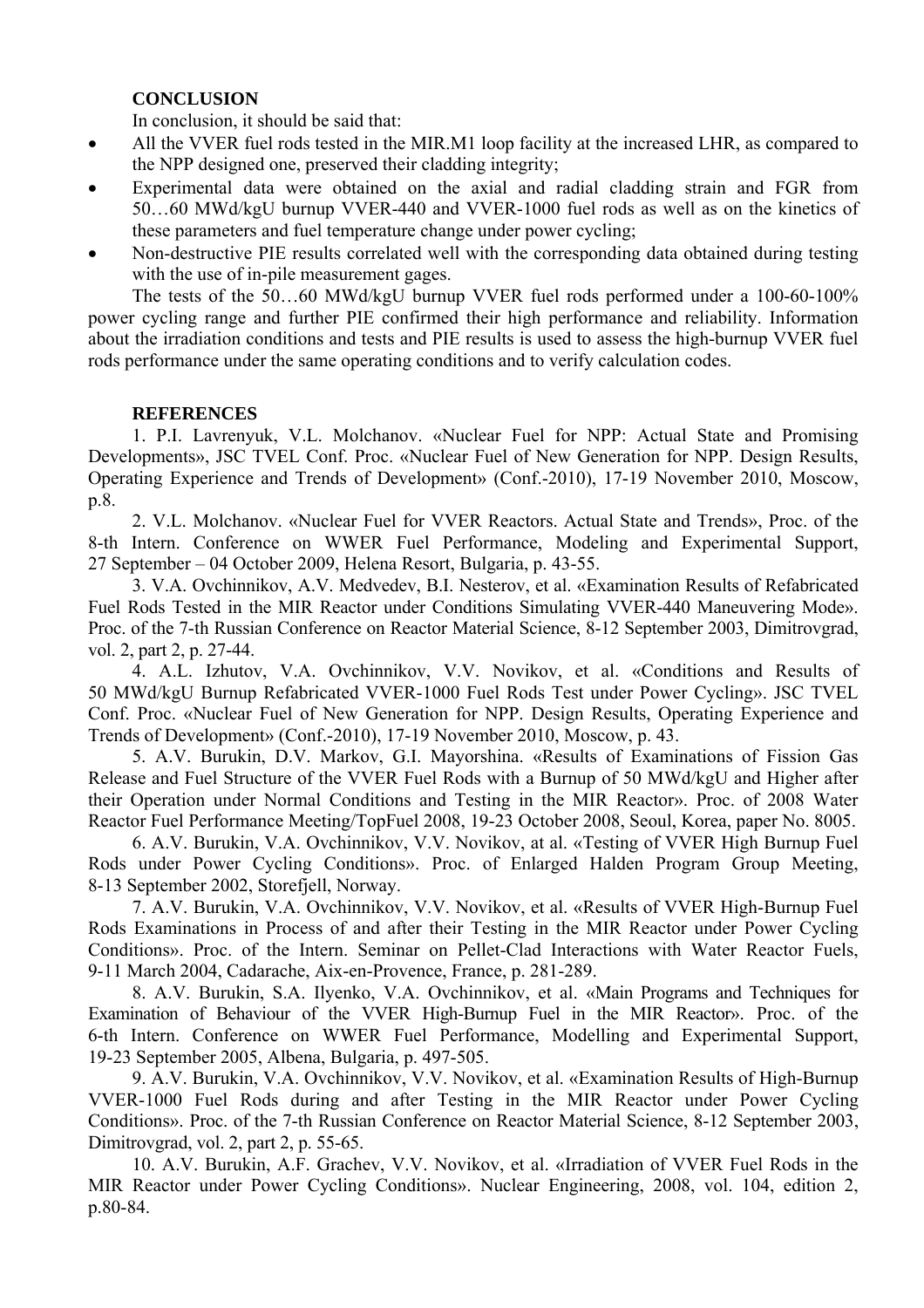## CONCLUSION

In conclusion, it should be said that:

- All the VVER fuel rods tested in the MIR.M1 loop facility at the increased LHR, as compared to the NPP designed one, preserved their cladding integrity;
- Experimental data were obtained on the axial and radial cladding strain and FGR from 50…60 MWd/kgU burnup VVER-440 and VVER-1000 fuel rods as well as on the kinetics of these parameters and fuel temperature change under power cycling;
- Non-destructive PIE results correlated well with the corresponding data obtained during testing with the use of in-pile measurement gages.

The tests of the 50…60 MWd/kgU burnup VVER fuel rods performed under a 100-60-100% power cycling range and further PIE confirmed their high performance and reliability. Information about the irradiation conditions and tests and PIE results is used to assess the high-burnup VVER fuel rods performance under the same operating conditions and to verify calculation codes.

## REFERENCES

1. P.I. Lavrenyuk, V.L. Molchanov. «Nuclear Fuel for NPP: Actual State and Promising Developments», JSC TVEL Conf. Proc. «Nuclear Fuel of New Generation for NPP. Design Results, Operating Experience and Trends of Development» (Conf.-2010), 17-19 November 2010, Moscow, p.8.

2. V.L. Molchanov. «Nuclear Fuel for VVER Reactors. Actual State and Trends», Proc. of the 8-th Intern. Conference on WWER Fuel Performance, Modeling and Experimental Support, 27 September – 04 October 2009, Helena Resort, Bulgaria, p. 43-55.

3. V.A. Ovchinnikov, A.V. Medvedev, B.I. Nesterov, et al. «Examination Results of Refabricated Fuel Rods Tested in the MIR Reactor under Conditions Simulating VVER-440 Maneuvering Mode». Proc. of the 7-th Russian Conference on Reactor Material Science, 8-12 September 2003, Dimitrovgrad, vol. 2, part 2, p. 27-44.

4. A.L. Izhutov, V.A. Ovchinnikov, V.V. Novikov, et al. «Conditions and Results of 50 MWd/kgU Burnup Refabricated VVER-1000 Fuel Rods Test under Power Cycling». JSC TVEL Conf. Proc. «Nuclear Fuel of New Generation for NPP. Design Results, Operating Experience and Trends of Development» (Conf.-2010), 17-19 November 2010, Moscow, p. 43.

5. A.V. Burukin, D.V. Markov, G.I. Mayorshina. «Results of Examinations of Fission Gas Release and Fuel Structure of the VVER Fuel Rods with a Burnup of 50 MWd/kgU and Higher after their Operation under Normal Conditions and Testing in the MIR Reactor». Proc. of 2008 Water Reactor Fuel Performance Meeting/TopFuel 2008, 19-23 October 2008, Seoul, Korea, paper No. 8005.

6. A.V. Burukin, V.A. Ovchinnikov, V.V. Novikov, at al. «Testing of VVER High Burnup Fuel Rods under Power Cycling Conditions». Proc. of Enlarged Halden Program Group Meeting, 8-13 September 2002, Storefjell, Norway.

7. A.V. Burukin, V.A. Ovchinnikov, V.V. Novikov, et al. «Results of VVER High-Burnup Fuel Rods Examinations in Process of and after their Testing in the MIR Reactor under Power Cycling Conditions». Proc. of the Intern. Seminar on Pellet-Clad Interactions with Water Reactor Fuels, 9-11 March 2004, Cadarache, Aix-en-Provence, France, p. 281-289.

8. A.V. Burukin, S.A. Ilyenko, V.A. Ovchinnikov, et al. «Main Programs and Techniques for Examination of Behaviour of the VVER High-Burnup Fuel in the MIR Reactor». Proc. of the 6-th Intern. Conference on WWER Fuel Performance, Modelling and Experimental Support, 19-23 September 2005, Albena, Bulgaria, p. 497-505.

9. A.V. Burukin, V.A. Ovchinnikov, V.V. Novikov, et al. «Examination Results of High-Burnup VVER-1000 Fuel Rods during and after Testing in the MIR Reactor under Power Cycling Conditions». Proc. of the 7-th Russian Conference on Reactor Material Science, 8-12 September 2003, Dimitrovgrad, vol. 2, part 2, p. 55-65.

10. A.V. Burukin, A.F. Grachev, V.V. Novikov, et al. «Irradiation of VVER Fuel Rods in the MIR Reactor under Power Cycling Conditions». Nuclear Engineering, 2008, vol. 104, edition 2, p.80-84.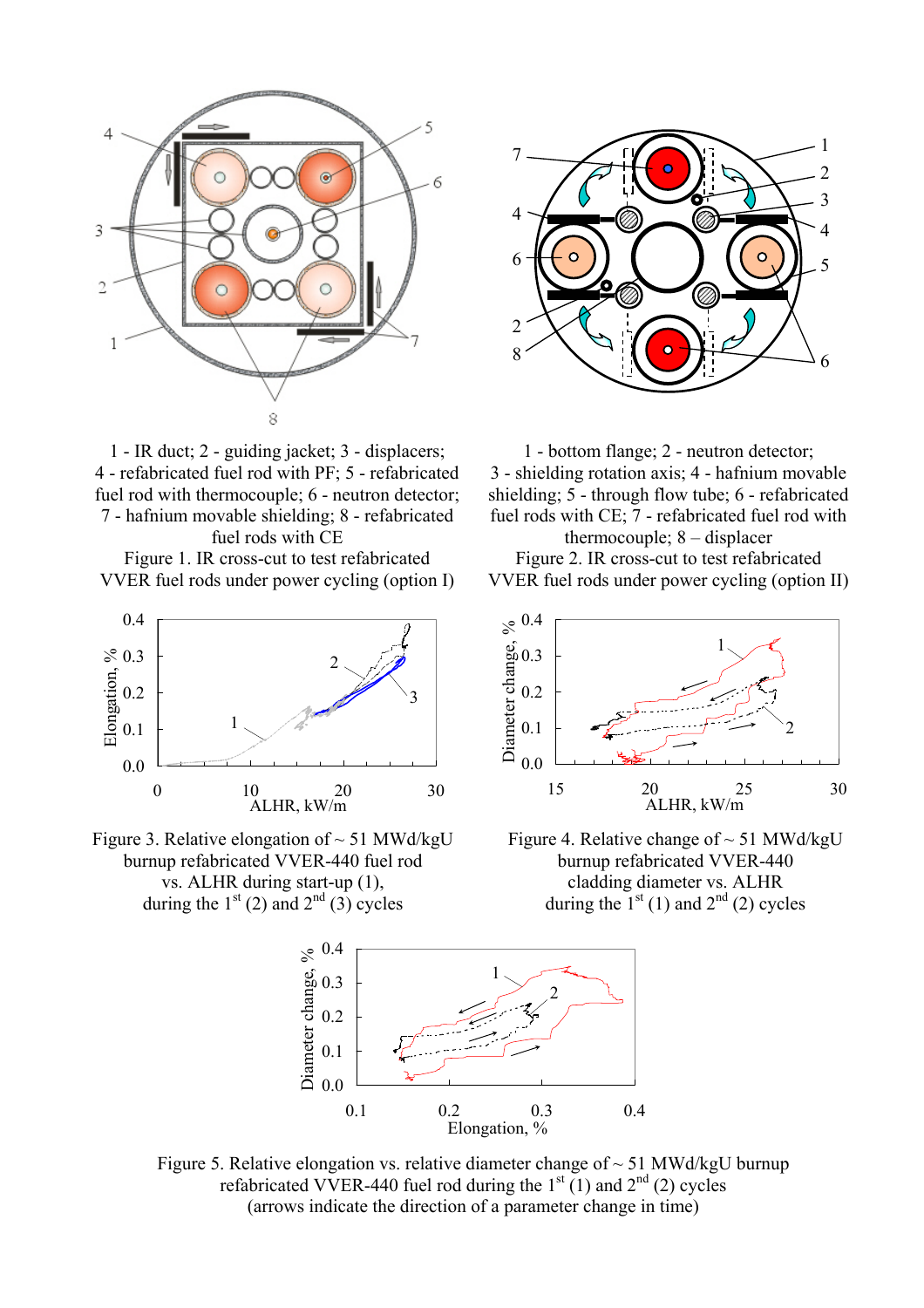1 - IR duct; 2 - guiding jacket; 3 - displacers; 4 - refabricated fuel rod with PF; 5 - refabricated fuel rod with thermocouple; 6 - neutron detector; 7 - hafnium movable shielding; 8 - refabricated fuel rods with CE

Figure 1. IR cross-cut to test refabricated VVER fuel rods under power cycling (option I)

1 - bottom flange; 2 - neutron detector; 3 - shielding rotation axis; 4 - hafnium movable shielding; 5 - through flow tube; 6 - refabricated fuel rods with CE; 7 - refabricated fuel rod with thermocouple; 8 – displacer

Figure 2. IR cross-cut to test refabricated VVER fuel rods under power cycling (option II)

Figure 3. Relative elongation of ~ 51 MWd/kgU burnup refabricated VVER-440 fuel rod vs. ALHR during start-up (1), during the 1st (2) and 2nd (3) cycles

Figure 4. Relative change of ~ 51 MWd/kgU burnup refabricated VVER-440 cladding diameter vs. ALHR during the 1st (1) and 2nd (2) cycles

Figure 5. Relative elongation vs. relative diameter change of ~ 51 MWd/kgU burnup refabricated VVER-440 fuel rod during the 1st (1) and 2nd (2) cycles (arrows indicate the direction of a parameter change in time)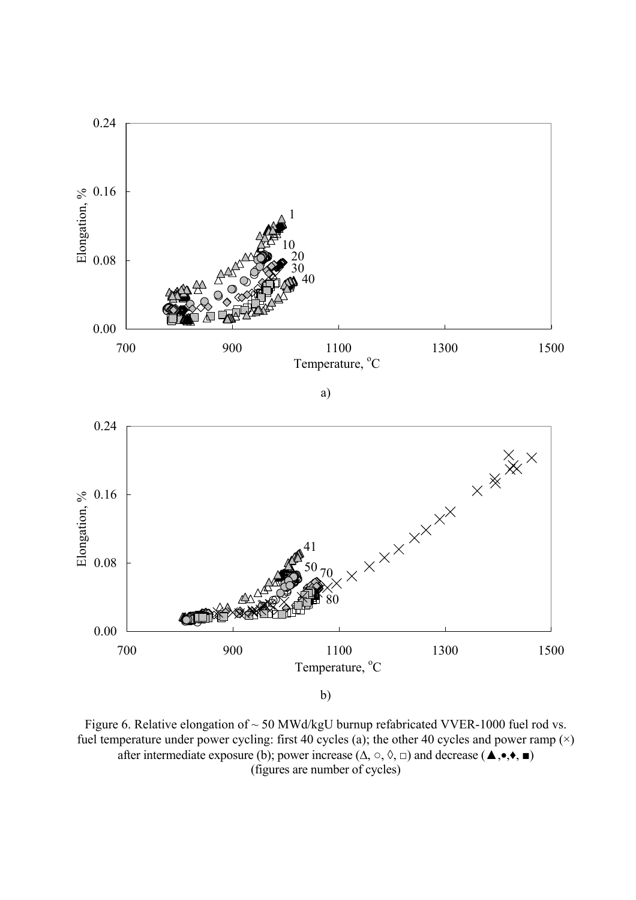a)

b)

Figure 6. Relative elongation of ~ 50 MWd/kgU burnup refabricated VVER-1000 fuel rod vs. fuel temperature under power cycling: first 40 cycles (a); the other 40 cycles and power ramp (×) after intermediate exposure (b); power increase (Δ, ○, ◊, □) and decrease (▲,●,♦, ■) (figures are number of cycles)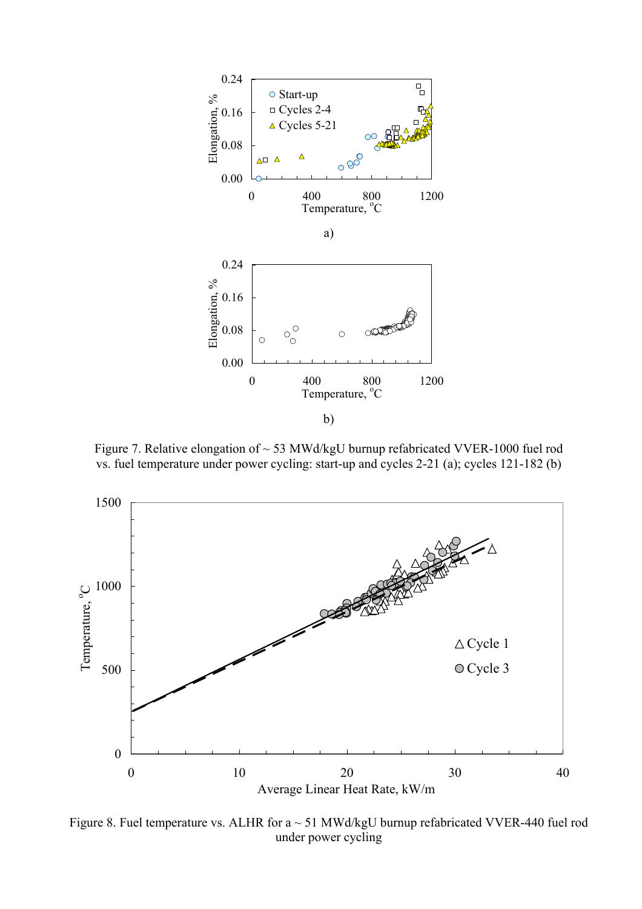Figure 7. Relative elongation of ~ 53 MWd/kgU burnup refabricated VVER-1000 fuel rod vs. fuel temperature under power cycling: start-up and cycles 2-21 (a); cycles 121-182 (b)

Figure 8. Fuel temperature vs. ALHR for a ~ 51 MWd/kgU burnup refabricated VVER-440 fuel rod under power cycling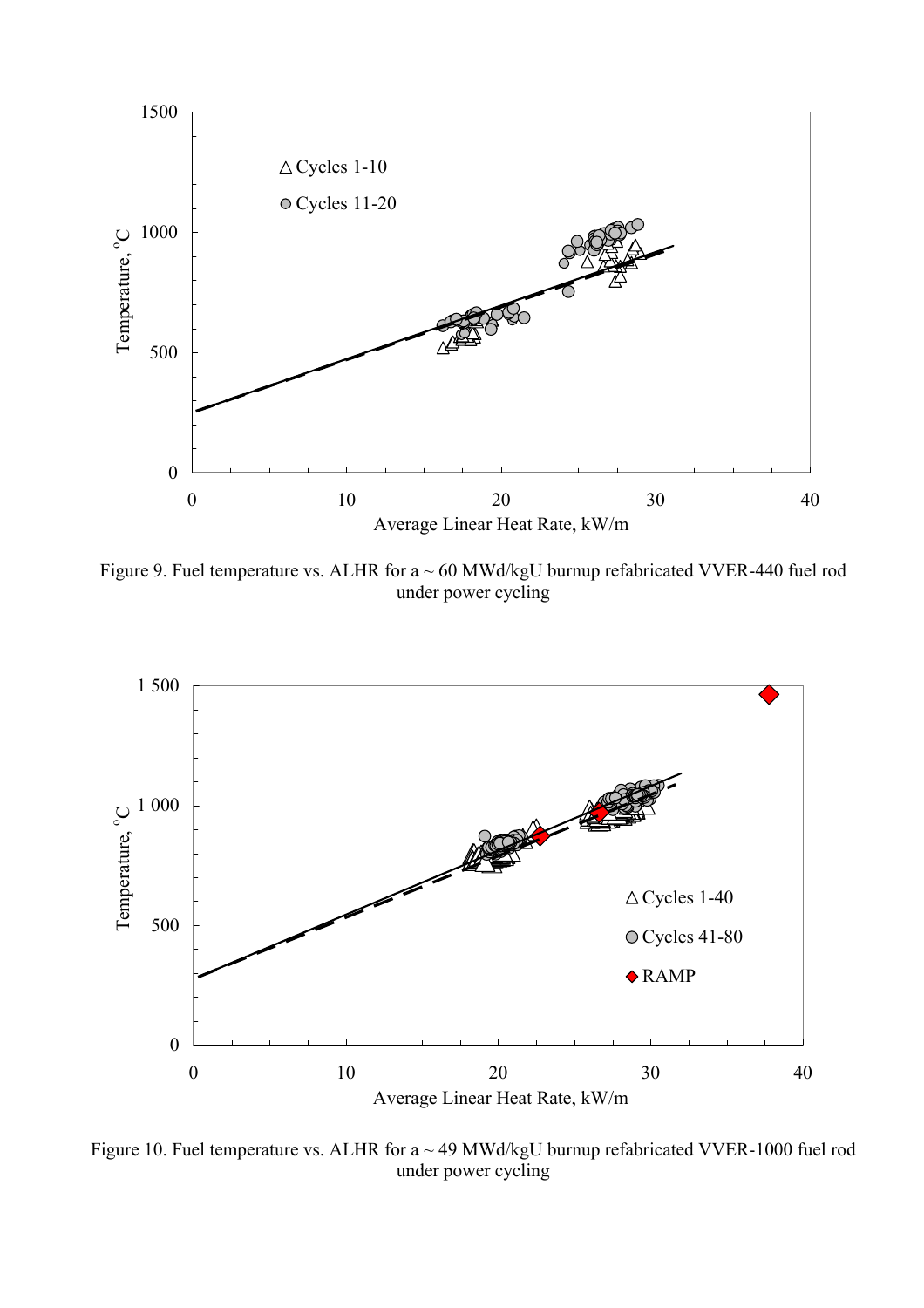Figure 9. Fuel temperature vs. ALHR for a ~ 60 MWd/kgU burnup refabricated VVER-440 fuel rod under power cycling

Figure 10. Fuel temperature vs. ALHR for a ~ 49 MWd/kgU burnup refabricated VVER-1000 fuel rod under power cycling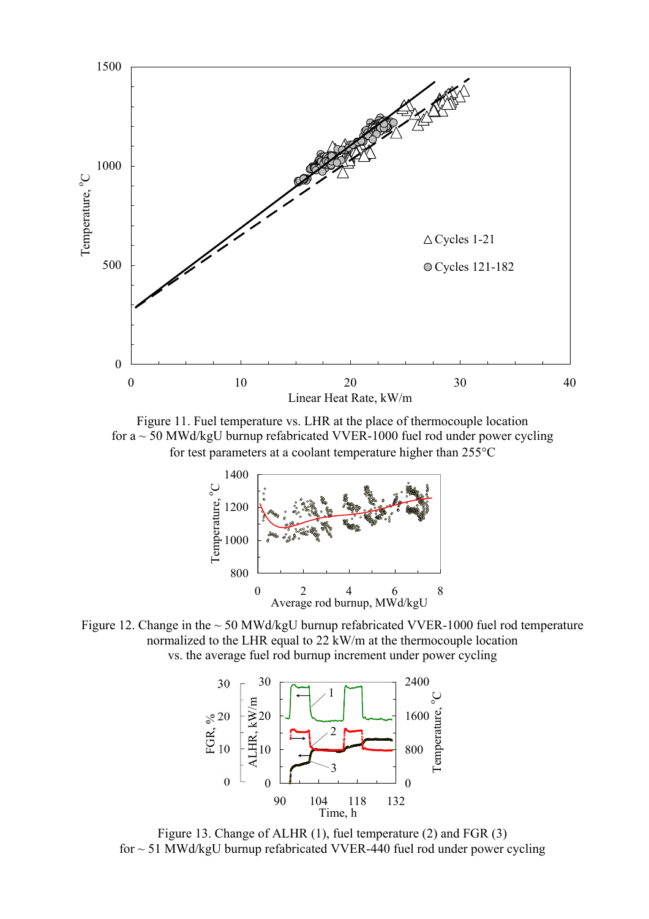Figure 11. Fuel temperature vs. LHR at the place of thermocouple location for a ~ 50 MWd/kgU burnup refabricated VVER-1000 fuel rod under power cycling for test parameters at a coolant temperature higher than 255°C

Figure 12. Change in the ~ 50 MWd/kgU burnup refabricated VVER-1000 fuel rod temperature normalized to the LHR equal to 22 kW/m at the thermocouple location vs. the average fuel rod burnup increment under power cycling

Figure 13. Change of ALHR (1), fuel temperature (2) and FGR (3) for ~ 51 MWd/kgU burnup refabricated VVER-440 fuel rod under power cycling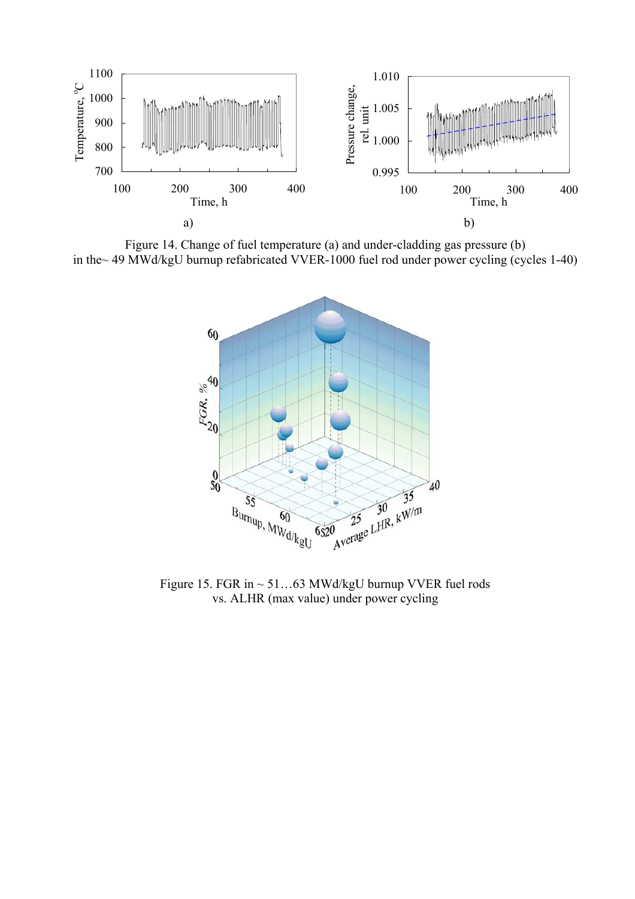1100
1000
900
800
700
Temperature, °C
100
200
300
400
Time, h
a)

1.010
1.005
1.000
0.995
Pressure change, rel. unit
100
200
300
400
Time, h
b)

Figure 14. Change of fuel temperature (a) and under-cladding gas pressure (b) in the~ 49 MWd/kgU burnup refabricated VVER-1000 fuel rod under power cycling (cycles 1-40)

60
40
20
0
FGR, %
50
55
60
65
Burnup, MWd/kgU
20
25
30
35
40
Average LHR, kW/m

Figure 15. FGR in ~ 51…63 MWd/kgU burnup VVER fuel rods vs. ALHR (max value) under power cycling